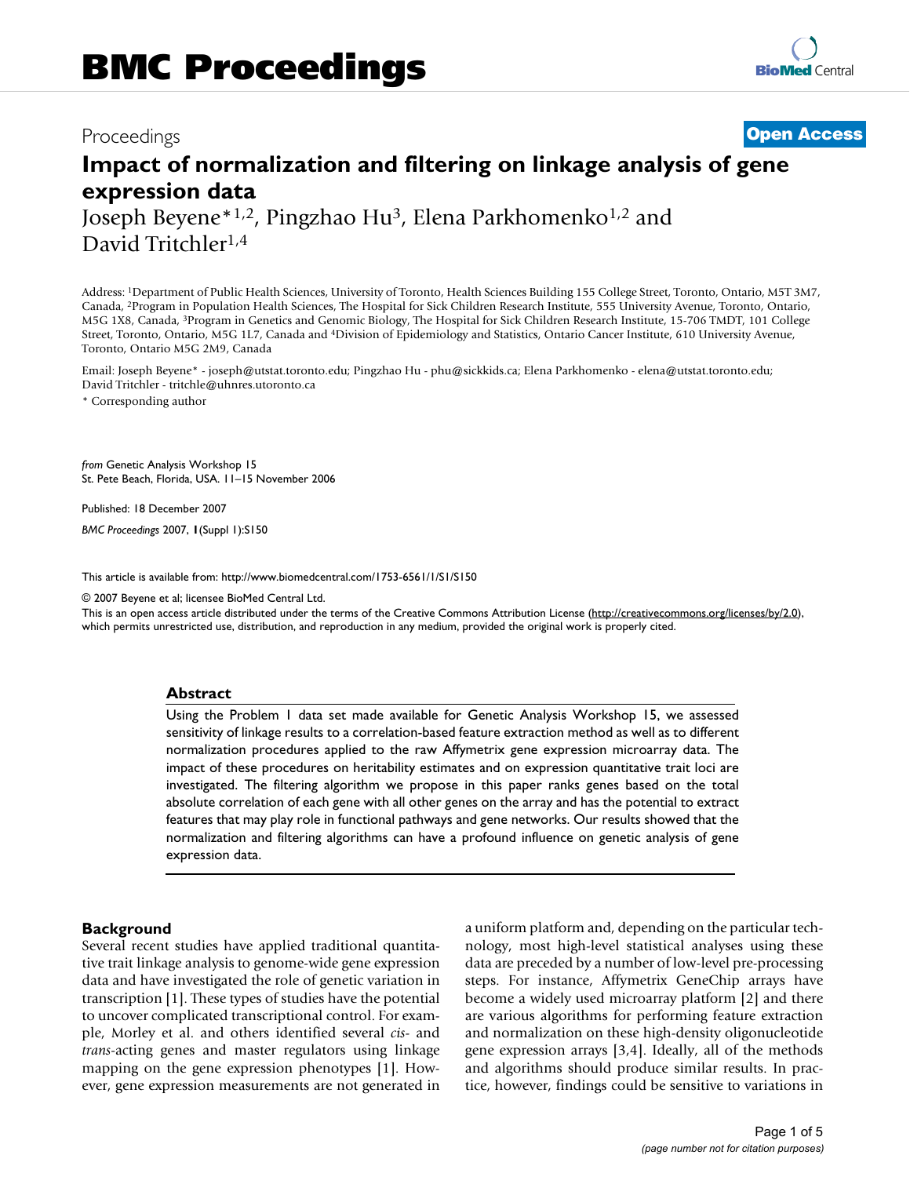Proceedings

**Open Access**

# Impact of normalization and filtering on linkage analysis of gene expression data

Joseph Beyene*[1,2], Pingzhao Hu[3], Elena Parkhomenko[1,2] and David Tritchler[1,4]

Address: [1]Department of Public Health Sciences, University of Toronto, Health Sciences Building 155 College Street, Toronto, Ontario, M5T 3M7, Canada, [2]Program in Population Health Sciences, The Hospital for Sick Children Research Institute, 555 University Avenue, Toronto, Ontario, M5G 1X8, Canada, [3]Program in Genetics and Genomic Biology, The Hospital for Sick Children Research Institute, 15-706 TMDT, 101 College Street, Toronto, Ontario, M5G 1L7, Canada and [4]Division of Epidemiology and Statistics, Ontario Cancer Institute, 610 University Avenue, Toronto, Ontario M5G 2M9, Canada

Email: Joseph Beyene* - joseph@utstat.toronto.edu; Pingzhao Hu - phu@sickkids.ca; Elena Parkhomenko - elena@utstat.toronto.edu; David Tritchler - tritchle@uhnres.utoronto.ca

* Corresponding author

*from* Genetic Analysis Workshop 15
St. Pete Beach, Florida, USA. 11–15 November 2006

Published: 18 December 2007

*BMC Proceedings* 2007, **1**(Suppl 1):S150

This article is available from: http://www.biomedcentral.com/1753-6561/1/S1/S150

© 2007 Beyene et al; licensee BioMed Central Ltd.
This is an open access article distributed under the terms of the Creative Commons Attribution License (http://creativecommons.org/licenses/by/2.0), which permits unrestricted use, distribution, and reproduction in any medium, provided the original work is properly cited.

## Abstract

Using the Problem 1 data set made available for Genetic Analysis Workshop 15, we assessed sensitivity of linkage results to a correlation-based feature extraction method as well as to different normalization procedures applied to the raw Affymetrix gene expression microarray data. The impact of these procedures on heritability estimates and on expression quantitative trait loci are investigated. The filtering algorithm we propose in this paper ranks genes based on the total absolute correlation of each gene with all other genes on the array and has the potential to extract features that may play role in functional pathways and gene networks. Our results showed that the normalization and filtering algorithms can have a profound influence on genetic analysis of gene expression data.

## Background

Several recent studies have applied traditional quantitative trait linkage analysis to genome-wide gene expression data and have investigated the role of genetic variation in transcription [1]. These types of studies have the potential to uncover complicated transcriptional control. For example, Morley et al. and others identified several *cis*- and *trans*-acting genes and master regulators using linkage mapping on the gene expression phenotypes [1]. However, gene expression measurements are not generated in a uniform platform and, depending on the particular technology, most high-level statistical analyses using these data are preceded by a number of low-level pre-processing steps. For instance, Affymetrix GeneChip arrays have become a widely used microarray platform [2] and there are various algorithms for performing feature extraction and normalization on these high-density oligonucleotide gene expression arrays [3,4]. Ideally, all of the methods and algorithms should produce similar results. In practice, however, findings could be sensitive to variations in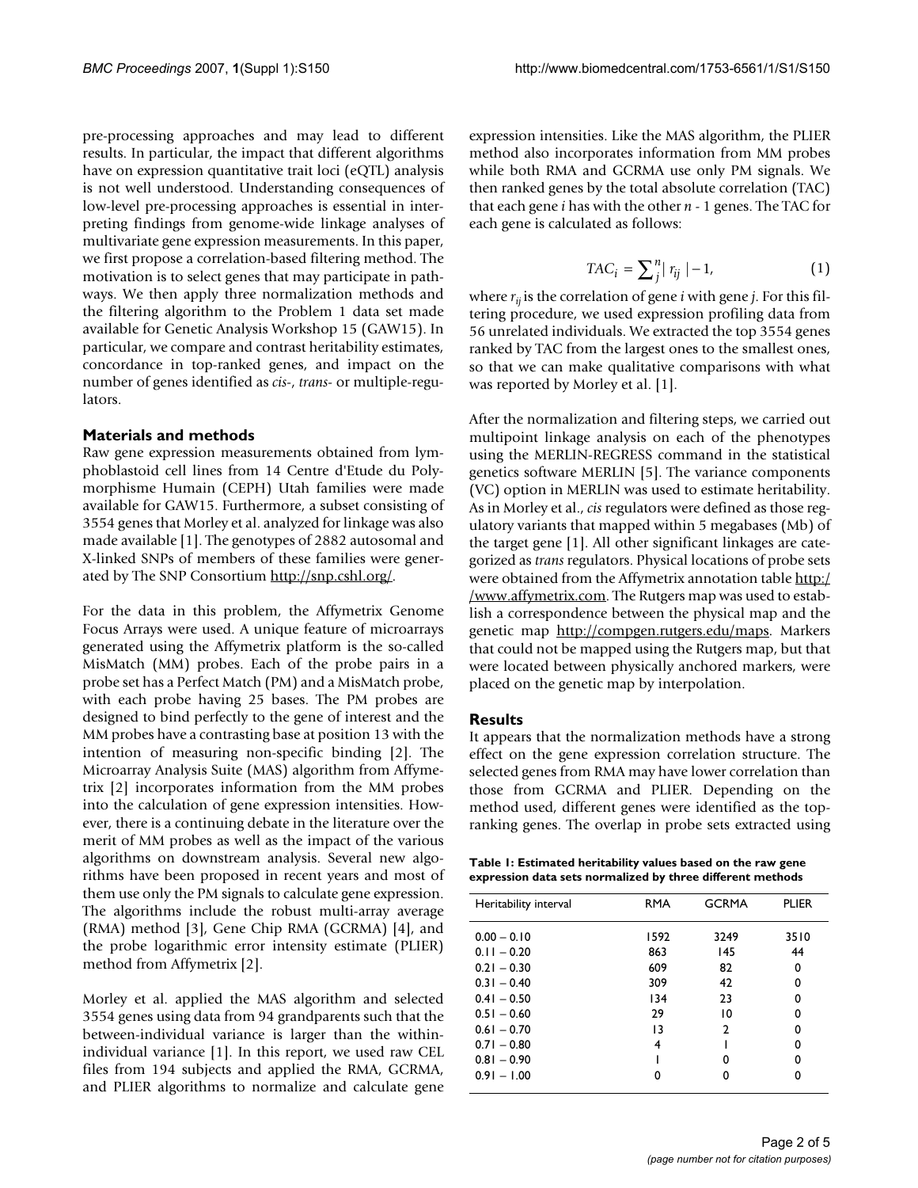pre-processing approaches and may lead to different results. In particular, the impact that different algorithms have on expression quantitative trait loci (eQTL) analysis is not well understood. Understanding consequences of low-level pre-processing approaches is essential in interpreting findings from genome-wide linkage analyses of multivariate gene expression measurements. In this paper, we first propose a correlation-based filtering method. The motivation is to select genes that may participate in pathways. We then apply three normalization methods and the filtering algorithm to the Problem 1 data set made available for Genetic Analysis Workshop 15 (GAW15). In particular, we compare and contrast heritability estimates, concordance in top-ranked genes, and impact on the number of genes identified as *cis*-, *trans*- or multiple-regulators.

## Materials and methods

Raw gene expression measurements obtained from lymphoblastoid cell lines from 14 Centre d'Etude du Polymorphisme Humain (CEPH) Utah families were made available for GAW15. Furthermore, a subset consisting of 3554 genes that Morley et al. analyzed for linkage was also made available [1]. The genotypes of 2882 autosomal and X-linked SNPs of members of these families were generated by The SNP Consortium http://snp.cshl.org/.

For the data in this problem, the Affymetrix Genome Focus Arrays were used. A unique feature of microarrays generated using the Affymetrix platform is the so-called MisMatch (MM) probes. Each of the probe pairs in a probe set has a Perfect Match (PM) and a MisMatch probe, with each probe having 25 bases. The PM probes are designed to bind perfectly to the gene of interest and the MM probes have a contrasting base at position 13 with the intention of measuring non-specific binding [2]. The Microarray Analysis Suite (MAS) algorithm from Affymetrix [2] incorporates information from the MM probes into the calculation of gene expression intensities. However, there is a continuing debate in the literature over the merit of MM probes as well as the impact of the various algorithms on downstream analysis. Several new algorithms have been proposed in recent years and most of them use only the PM signals to calculate gene expression. The algorithms include the robust multi-array average (RMA) method [3], Gene Chip RMA (GCRMA) [4], and the probe logarithmic error intensity estimate (PLIER) method from Affymetrix [2].

Morley et al. applied the MAS algorithm and selected 3554 genes using data from 94 grandparents such that the between-individual variance is larger than the within-individual variance [1]. In this report, we used raw CEL files from 194 subjects and applied the RMA, GCRMA, and PLIER algorithms to normalize and calculate gene expression intensities. Like the MAS algorithm, the PLIER method also incorporates information from MM probes while both RMA and GCRMA use only PM signals. We then ranked genes by the total absolute correlation (TAC) that each gene $i$ has with the other $n$ - 1 genes. The TAC for each gene is calculated as follows:

$$TAC_i = \sum_j^n |r_{ij}| - 1, \quad (1)$$

where $r_{ij}$ is the correlation of gene $i$ with gene $j$. For this filtering procedure, we used expression profiling data from 56 unrelated individuals. We extracted the top 3554 genes ranked by TAC from the largest ones to the smallest ones, so that we can make qualitative comparisons with what was reported by Morley et al. [1].

After the normalization and filtering steps, we carried out multipoint linkage analysis on each of the phenotypes using the MERLIN-REGRESS command in the statistical genetics software MERLIN [5]. The variance components (VC) option in MERLIN was used to estimate heritability. As in Morley et al., *cis* regulators were defined as those regulatory variants that mapped within 5 megabases (Mb) of the target gene [1]. All other significant linkages are categorized as *trans* regulators. Physical locations of probe sets were obtained from the Affymetrix annotation table http://www.affymetrix.com. The Rutgers map was used to establish a correspondence between the physical map and the genetic map http://compgen.rutgers.edu/maps. Markers that could not be mapped using the Rutgers map, but that were located between physically anchored markers, were placed on the genetic map by interpolation.

## Results

It appears that the normalization methods have a strong effect on the gene expression correlation structure. The selected genes from RMA may have lower correlation than those from GCRMA and PLIER. Depending on the method used, different genes were identified as the top-ranking genes. The overlap in probe sets extracted using

**Table 1: Estimated heritability values based on the raw gene expression data sets normalized by three different methods**

| Heritability interval | RMA | GCRMA | PLIER |
|---|---|---|---|
| 0.00 – 0.10 | 1592 | 3249 | 3510 |
| 0.11 – 0.20 | 863 | 145 | 44 |
| 0.21 – 0.30 | 609 | 82 | 0 |
| 0.31 – 0.40 | 309 | 42 | 0 |
| 0.41 – 0.50 | 134 | 23 | 0 |
| 0.51 – 0.60 | 29 | 10 | 0 |
| 0.61 – 0.70 | 13 | 2 | 0 |
| 0.71 – 0.80 | 4 | 1 | 0 |
| 0.81 – 0.90 | 1 | 0 | 0 |
| 0.91 – 1.00 | 0 | 0 | 0 |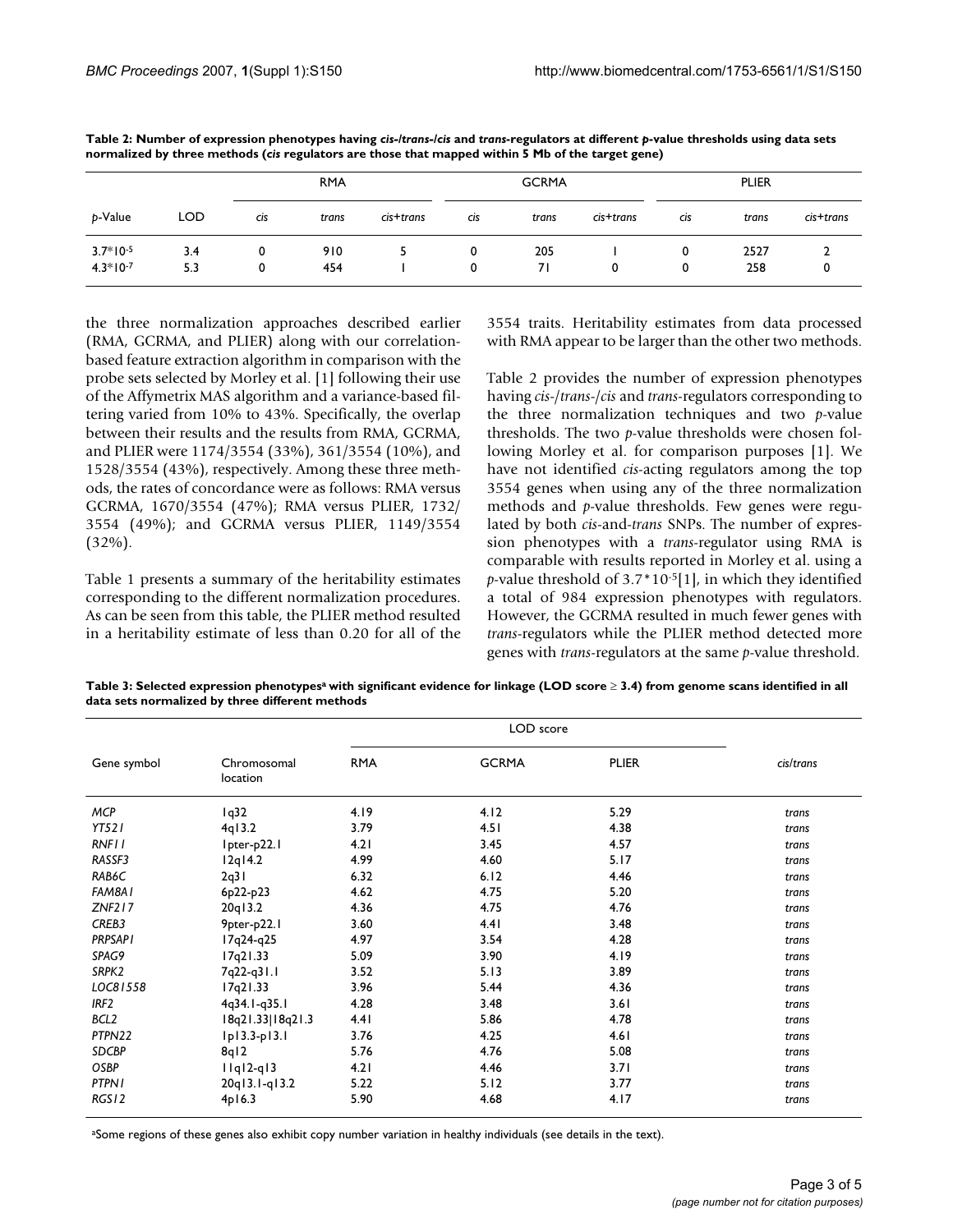**Table 2: Number of expression phenotypes having *cis-/trans-/cis* and *trans*-regulators at different *p*-value thresholds using data sets normalized by three methods (*cis* regulators are those that mapped within 5 Mb of the target gene)**

| | | RMA | | | GCRMA | | | PLIER | | |
|---|---|---|---|---|---|---|---|---|---|---|
| *p*-Value | LOD | *cis* | *trans* | *cis+trans* | *cis* | *trans* | *cis+trans* | *cis* | *trans* | *cis+trans* |
| $3.7*10^{-5}$ | 3.4 | 0 | 910 | 5 | 0 | 205 | 1 | 0 | 2527 | 2 |
| $4.3*10^{-7}$ | 5.3 | 0 | 454 | 1 | 0 | 71 | 0 | 0 | 258 | 0 |

the three normalization approaches described earlier (RMA, GCRMA, and PLIER) along with our correlation-based feature extraction algorithm in comparison with the probe sets selected by Morley et al. [1] following their use of the Affymetrix MAS algorithm and a variance-based filtering varied from 10% to 43%. Specifically, the overlap between their results and the results from RMA, GCRMA, and PLIER were 1174/3554 (33%), 361/3554 (10%), and 1528/3554 (43%), respectively. Among these three methods, the rates of concordance were as follows: RMA versus GCRMA, 1670/3554 (47%); RMA versus PLIER, 1732/3554 (49%); and GCRMA versus PLIER, 1149/3554 (32%).

Table 1 presents a summary of the heritability estimates corresponding to the different normalization procedures. As can be seen from this table, the PLIER method resulted in a heritability estimate of less than 0.20 for all of the 3554 traits. Heritability estimates from data processed with RMA appear to be larger than the other two methods.

Table 2 provides the number of expression phenotypes having *cis-/trans-/cis* and *trans*-regulators corresponding to the three normalization techniques and two *p*-value thresholds. The two *p*-value thresholds were chosen following Morley et al. for comparison purposes [1]. We have not identified *cis*-acting regulators among the top 3554 genes when using any of the three normalization methods and *p*-value thresholds. Few genes were regulated by both *cis*-and-*trans* SNPs. The number of expression phenotypes with a *trans*-regulator using RMA is comparable with results reported in Morley et al. using a *p*-value threshold of $3.7*10^{-5}$[1], in which they identified a total of 984 expression phenotypes with regulators. However, the GCRMA resulted in much fewer genes with *trans*-regulators while the PLIER method detected more genes with *trans*-regulators at the same *p*-value threshold.

**Table 3: Selected expression phenotypes[a] with significant evidence for linkage (LOD score ≥ 3.4) from genome scans identified in all data sets normalized by three different methods**

| Gene symbol | Chromosomal location | LOD score RMA | GCRMA | PLIER | *cis/trans* |
|---|---|---|---|---|---|
| *MCP* | 1q32 | 4.19 | 4.12 | 5.29 | *trans* |
| *YT521* | 4q13.2 | 3.79 | 4.51 | 4.38 | *trans* |
| *RNF11* | 1pter-p22.1 | 4.21 | 3.45 | 4.57 | *trans* |
| *RASSF3* | 12q14.2 | 4.99 | 4.60 | 5.17 | *trans* |
| *RAB6C* | 2q31 | 6.32 | 6.12 | 4.46 | *trans* |
| *FAM8A1* | 6p22-p23 | 4.62 | 4.75 | 5.20 | *trans* |
| *ZNF217* | 20q13.2 | 4.36 | 4.75 | 4.76 | *trans* |
| *CREB3* | 9pter-p22.1 | 3.60 | 4.41 | 3.48 | *trans* |
| *PRPSAP1* | 17q24-q25 | 4.97 | 3.54 | 4.28 | *trans* |
| *SPAG9* | 17q21.33 | 5.09 | 3.90 | 4.19 | *trans* |
| *SRPK2* | 7q22-q31.1 | 3.52 | 5.13 | 3.89 | *trans* |
| *LOC81558* | 17q21.33 | 3.96 | 5.44 | 4.36 | *trans* |
| *IRF2* | 4q34.1-q35.1 | 4.28 | 3.48 | 3.61 | *trans* |
| *BCL2* | 18q21.33\|18q21.3 | 4.41 | 5.86 | 4.78 | *trans* |
| *PTPN22* | 1p13.3-p13.1 | 3.76 | 4.25 | 4.61 | *trans* |
| *SDCBP* | 8q12 | 5.76 | 4.76 | 5.08 | *trans* |
| *OSBP* | 11q12-q13 | 4.21 | 4.46 | 3.71 | *trans* |
| *PTPN1* | 20q13.1-q13.2 | 5.22 | 5.12 | 3.77 | *trans* |
| *RGS12* | 4p16.3 | 5.90 | 4.68 | 4.17 | *trans* |

[a]Some regions of these genes also exhibit copy number variation in healthy individuals (see details in the text).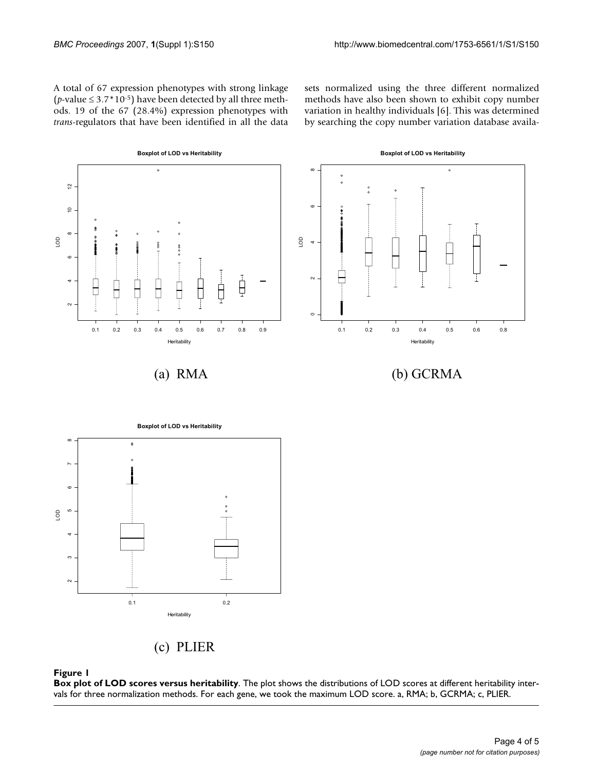A total of 67 expression phenotypes with strong linkage ($p$-value $\leq 3.7*10^{-5}$) have been detected by all three methods. 19 of the 67 (28.4%) expression phenotypes with *trans*-regulators that have been identified in all the data sets normalized using the three different normalized methods have also been shown to exhibit copy number variation in healthy individuals [6]. This was determined by searching the copy number variation database availa-

(a) RMA

(b) GCRMA

(c) PLIER

**Figure 1**

**Box plot of LOD scores versus heritability**. The plot shows the distributions of LOD scores at different heritability intervals for three normalization methods. For each gene, we took the maximum LOD score. a, RMA; b, GCRMA; c, PLIER.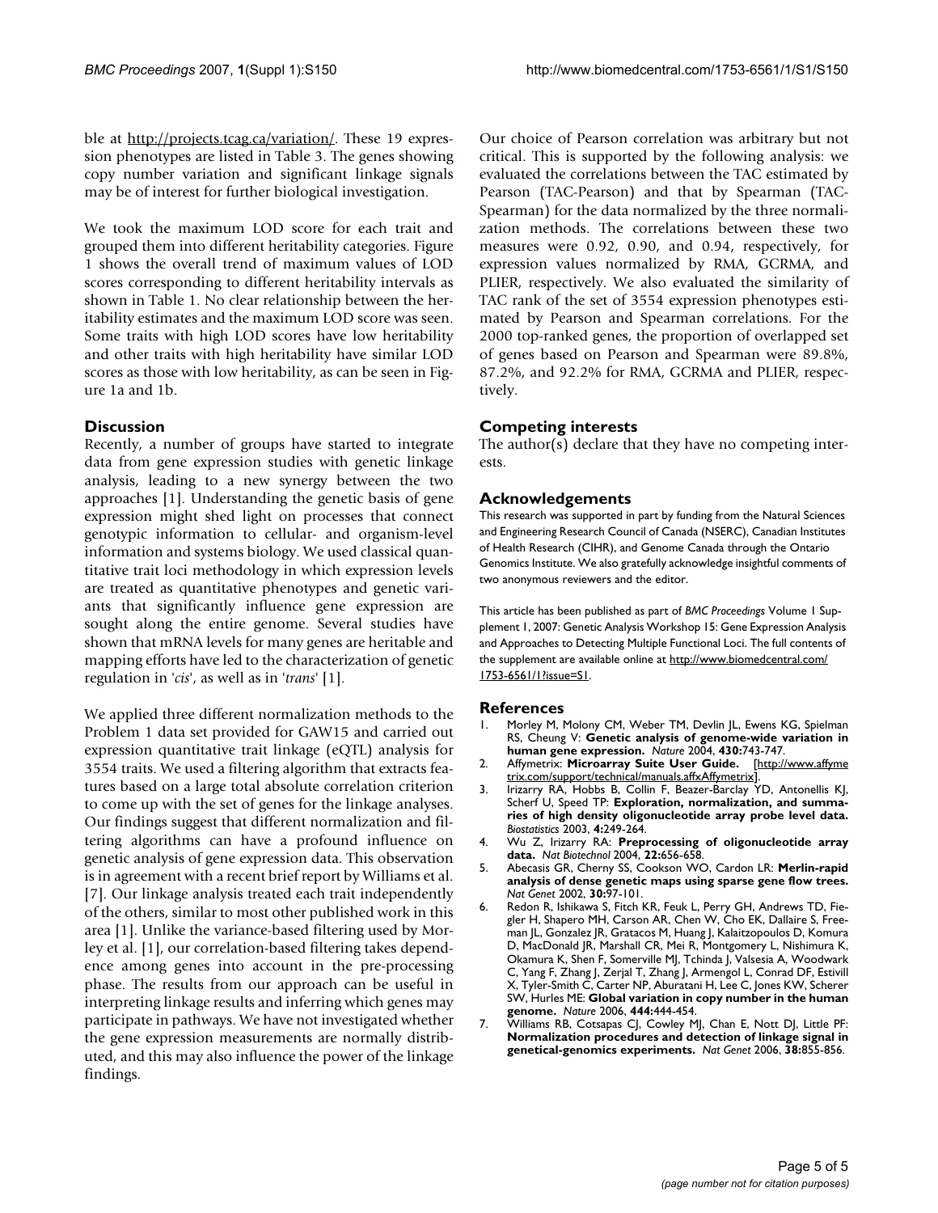ble at http://projects.tcag.ca/variation/. These 19 expression phenotypes are listed in Table 3. The genes showing copy number variation and significant linkage signals may be of interest for further biological investigation.

We took the maximum LOD score for each trait and grouped them into different heritability categories. Figure 1 shows the overall trend of maximum values of LOD scores corresponding to different heritability intervals as shown in Table 1. No clear relationship between the heritability estimates and the maximum LOD score was seen. Some traits with high LOD scores have low heritability and other traits with high heritability have similar LOD scores as those with low heritability, as can be seen in Figure 1a and 1b.

## Discussion

Recently, a number of groups have started to integrate data from gene expression studies with genetic linkage analysis, leading to a new synergy between the two approaches [1]. Understanding the genetic basis of gene expression might shed light on processes that connect genotypic information to cellular- and organism-level information and systems biology. We used classical quantitative trait loci methodology in which expression levels are treated as quantitative phenotypes and genetic variants that significantly influence gene expression are sought along the entire genome. Several studies have shown that mRNA levels for many genes are heritable and mapping efforts have led to the characterization of genetic regulation in '*cis*', as well as in '*trans*' [1].

We applied three different normalization methods to the Problem 1 data set provided for GAW15 and carried out expression quantitative trait linkage (eQTL) analysis for 3554 traits. We used a filtering algorithm that extracts features based on a large total absolute correlation criterion to come up with the set of genes for the linkage analyses. Our findings suggest that different normalization and filtering algorithms can have a profound influence on genetic analysis of gene expression data. This observation is in agreement with a recent brief report by Williams et al. [7]. Our linkage analysis treated each trait independently of the others, similar to most other published work in this area [1]. Unlike the variance-based filtering used by Morley et al. [1], our correlation-based filtering takes dependence among genes into account in the pre-processing phase. The results from our approach can be useful in interpreting linkage results and inferring which genes may participate in pathways. We have not investigated whether the gene expression measurements are normally distributed, and this may also influence the power of the linkage findings.

Our choice of Pearson correlation was arbitrary but not critical. This is supported by the following analysis: we evaluated the correlations between the TAC estimated by Pearson (TAC-Pearson) and that by Spearman (TAC-Spearman) for the data normalized by the three normalization methods. The correlations between these two measures were 0.92, 0.90, and 0.94, respectively, for expression values normalized by RMA, GCRMA, and PLIER, respectively. We also evaluated the similarity of TAC rank of the set of 3554 expression phenotypes estimated by Pearson and Spearman correlations. For the 2000 top-ranked genes, the proportion of overlapped set of genes based on Pearson and Spearman were 89.8%, 87.2%, and 92.2% for RMA, GCRMA and PLIER, respectively.

## Competing interests

The author(s) declare that they have no competing interests.

## Acknowledgements

This research was supported in part by funding from the Natural Sciences and Engineering Research Council of Canada (NSERC), Canadian Institutes of Health Research (CIHR), and Genome Canada through the Ontario Genomics Institute. We also gratefully acknowledge insightful comments of two anonymous reviewers and the editor.

This article has been published as part of *BMC Proceedings* Volume 1 Supplement 1, 2007: Genetic Analysis Workshop 15: Gene Expression Analysis and Approaches to Detecting Multiple Functional Loci. The full contents of the supplement are available online at http://www.biomedcentral.com/1753-6561/1?issue=S1.

## References

1. Morley M, Molony CM, Weber TM, Devlin JL, Ewens KG, Spielman RS, Cheung V: **Genetic analysis of genome-wide variation in human gene expression.** *Nature* 2004, **430:**743-747.
2. Affymetrix: **Microarray Suite User Guide.** [http://www.affymetrix.com/support/technical/manuals.affxAffymetrix].
3. Irizarry RA, Hobbs B, Collin F, Beazer-Barclay YD, Antonellis KJ, Scherf U, Speed TP: **Exploration, normalization, and summaries of high density oligonucleotide array probe level data.** *Biostatistics* 2003, **4:**249-264.
4. Wu Z, Irizarry RA: **Preprocessing of oligonucleotide array data.** *Nat Biotechnol* 2004, **22:**656-658.
5. Abecasis GR, Cherny SS, Cookson WO, Cardon LR: **Merlin-rapid analysis of dense genetic maps using sparse gene flow trees.** *Nat Genet* 2002, **30:**97-101.
6. Redon R, Ishikawa S, Fitch KR, Feuk L, Perry GH, Andrews TD, Fiegler H, Shapero MH, Carson AR, Chen W, Cho EK, Dallaire S, Freeman JL, Gonzalez JR, Gratacos M, Huang J, Kalaitzopoulos D, Komura D, MacDonald JR, Marshall CR, Mei R, Montgomery L, Nishimura K, Okamura K, Shen F, Somerville MJ, Tchinda J, Valsesia A, Woodwark C, Yang F, Zhang J, Zerjal T, Zhang J, Armengol L, Conrad DF, Estivill X, Tyler-Smith C, Carter NP, Aburatani H, Lee C, Jones KW, Scherer SW, Hurles ME: **Global variation in copy number in the human genome.** *Nature* 2006, **444:**444-454.
7. Williams RB, Cotsapas CJ, Cowley MJ, Chan E, Nott DJ, Little PF: **Normalization procedures and detection of linkage signal in genetical-genomics experiments.** *Nat Genet* 2006, **38:**855-856.